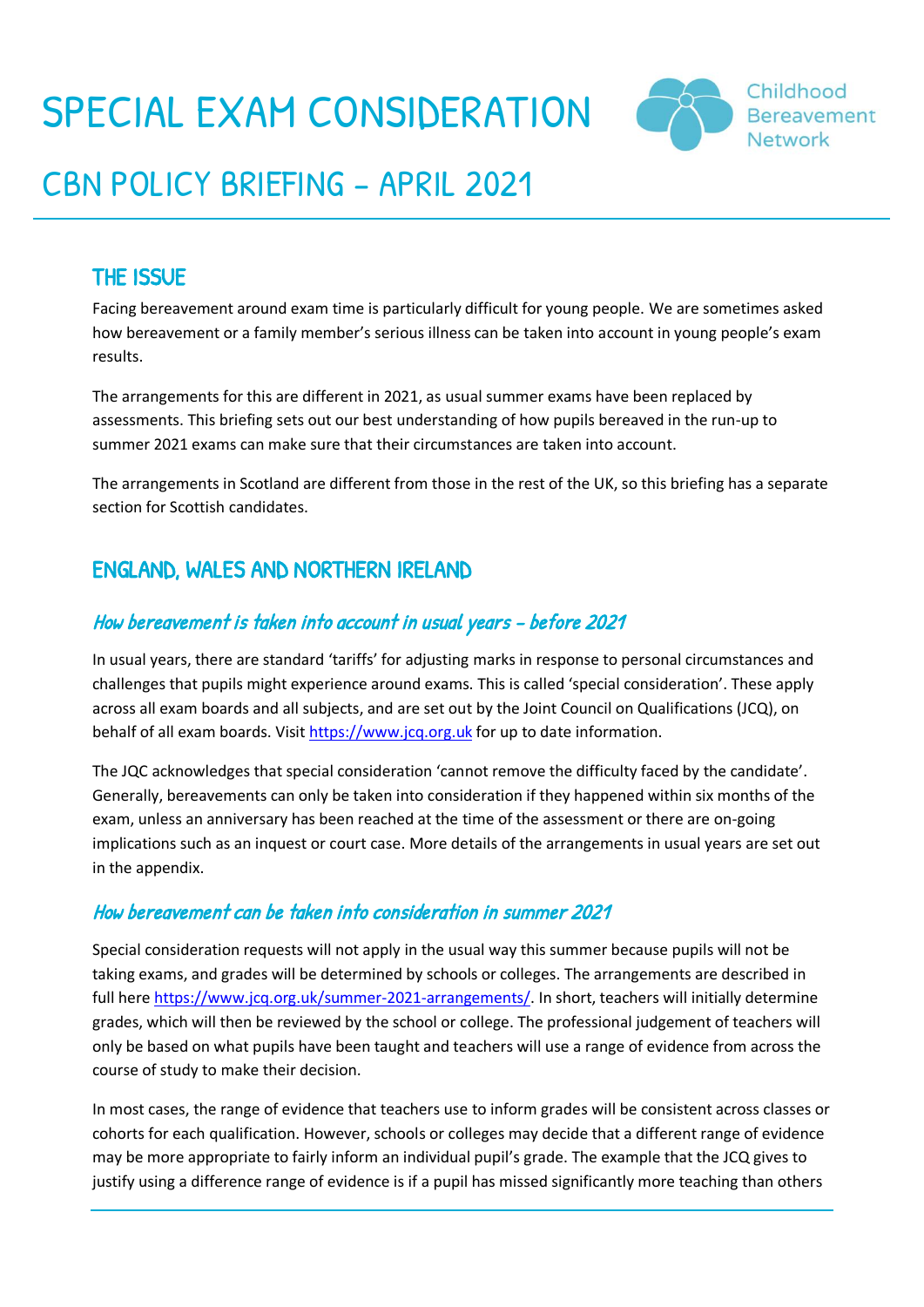# SPECIAL EXAM CONSIDERATION

Childhood Bereavement Network

## CBN POLICY BRIEFING – APRIL 2021

### THE ISSUE

Facing bereavement around exam time is particularly difficult for young people. We are sometimes asked how bereavement or a family member's serious illness can be taken into account in young people's exam results.

The arrangements for this are different in 2021, as usual summer exams have been replaced by assessments. This briefing sets out our best understanding of how pupils bereaved in the run-up to summer 2021 exams can make sure that their circumstances are taken into account.

The arrangements in Scotland are different from those in the rest of the UK, so this briefing has a separate section for Scottish candidates.

### ENGLAND, WALES AND NORTHERN IRELAND

#### *How bereavement is taken into account in usual years – before 2021*

In usual years, there are standard 'tariffs' for adjusting marks in response to personal circumstances and challenges that pupils might experience around exams. This is called 'special consideration'. These apply across all exam boards and all subjects, and are set out by the Joint Council on Qualifications (JCQ), on behalf of all exam boards. Visit https://www.jcq.org.uk for up to date information.

The JQC acknowledges that special consideration 'cannot remove the difficulty faced by the candidate'. Generally, bereavements can only be taken into consideration if they happened within six months of the exam, unless an anniversary has been reached at the time of the assessment or there are on-going implications such as an inquest or court case. More details of the arrangements in usual years are set out in the appendix.

#### *How bereavement can be taken into consideration in summer 2021*

Special consideration requests will not apply in the usual way this summer because pupils will not be taking exams, and grades will be determined by schools or colleges. The arrangements are described in full here https://www.jcq.org.uk/summer-2021-arrangements/. In short, teachers will initially determine grades, which will then be reviewed by the school or college. The professional judgement of teachers will only be based on what pupils have been taught and teachers will use a range of evidence from across the course of study to make their decision.

In most cases, the range of evidence that teachers use to inform grades will be consistent across classes or cohorts for each qualification. However, schools or colleges may decide that a different range of evidence may be more appropriate to fairly inform an individual pupil's grade. The example that the JCQ gives to justify using a difference range of evidence is if a pupil has missed significantly more teaching than others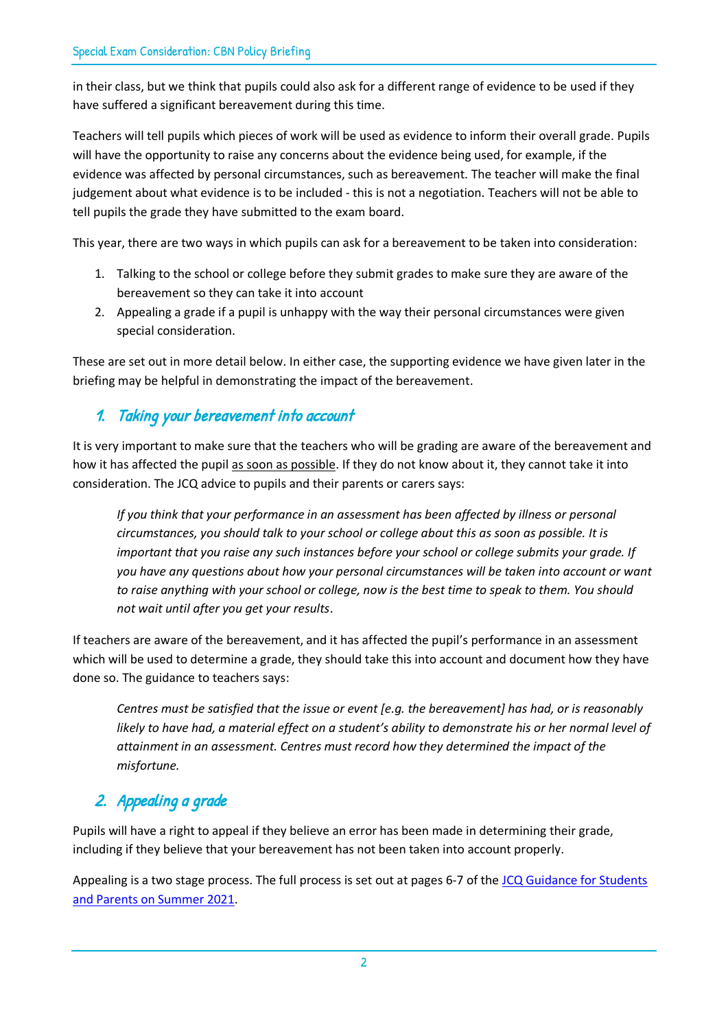in their class, but we think that pupils could also ask for a different range of evidence to be used if they have suffered a significant bereavement during this time.

Teachers will tell pupils which pieces of work will be used as evidence to inform their overall grade. Pupils will have the opportunity to raise any concerns about the evidence being used, for example, if the evidence was affected by personal circumstances, such as bereavement. The teacher will make the final judgement about what evidence is to be included - this is not a negotiation. Teachers will not be able to tell pupils the grade they have submitted to the exam board.

This year, there are two ways in which pupils can ask for a bereavement to be taken into consideration:

1. Talking to the school or college before they submit grades to make sure they are aware of the bereavement so they can take it into account
2. Appealing a grade if a pupil is unhappy with the way their personal circumstances were given special consideration.

These are set out in more detail below. In either case, the supporting evidence we have given later in the briefing may be helpful in demonstrating the impact of the bereavement.

## 1. Taking your bereavement into account

It is very important to make sure that the teachers who will be grading are aware of the bereavement and how it has affected the pupil as soon as possible. If they do not know about it, they cannot take it into consideration. The JCQ advice to pupils and their parents or carers says:

> *If you think that your performance in an assessment has been affected by illness or personal circumstances, you should talk to your school or college about this as soon as possible. It is important that you raise any such instances before your school or college submits your grade. If you have any questions about how your personal circumstances will be taken into account or want to raise anything with your school or college, now is the best time to speak to them. You should not wait until after you get your results.*

If teachers are aware of the bereavement, and it has affected the pupil's performance in an assessment which will be used to determine a grade, they should take this into account and document how they have done so. The guidance to teachers says:

> *Centres must be satisfied that the issue or event [e.g. the bereavement] has had, or is reasonably likely to have had, a material effect on a student's ability to demonstrate his or her normal level of attainment in an assessment. Centres must record how they determined the impact of the misfortune.*

## 2. Appealing a grade

Pupils will have a right to appeal if they believe an error has been made in determining their grade, including if they believe that your bereavement has not been taken into account properly.

Appealing is a two stage process. The full process is set out at pages 6-7 of the JCQ Guidance for Students and Parents on Summer 2021.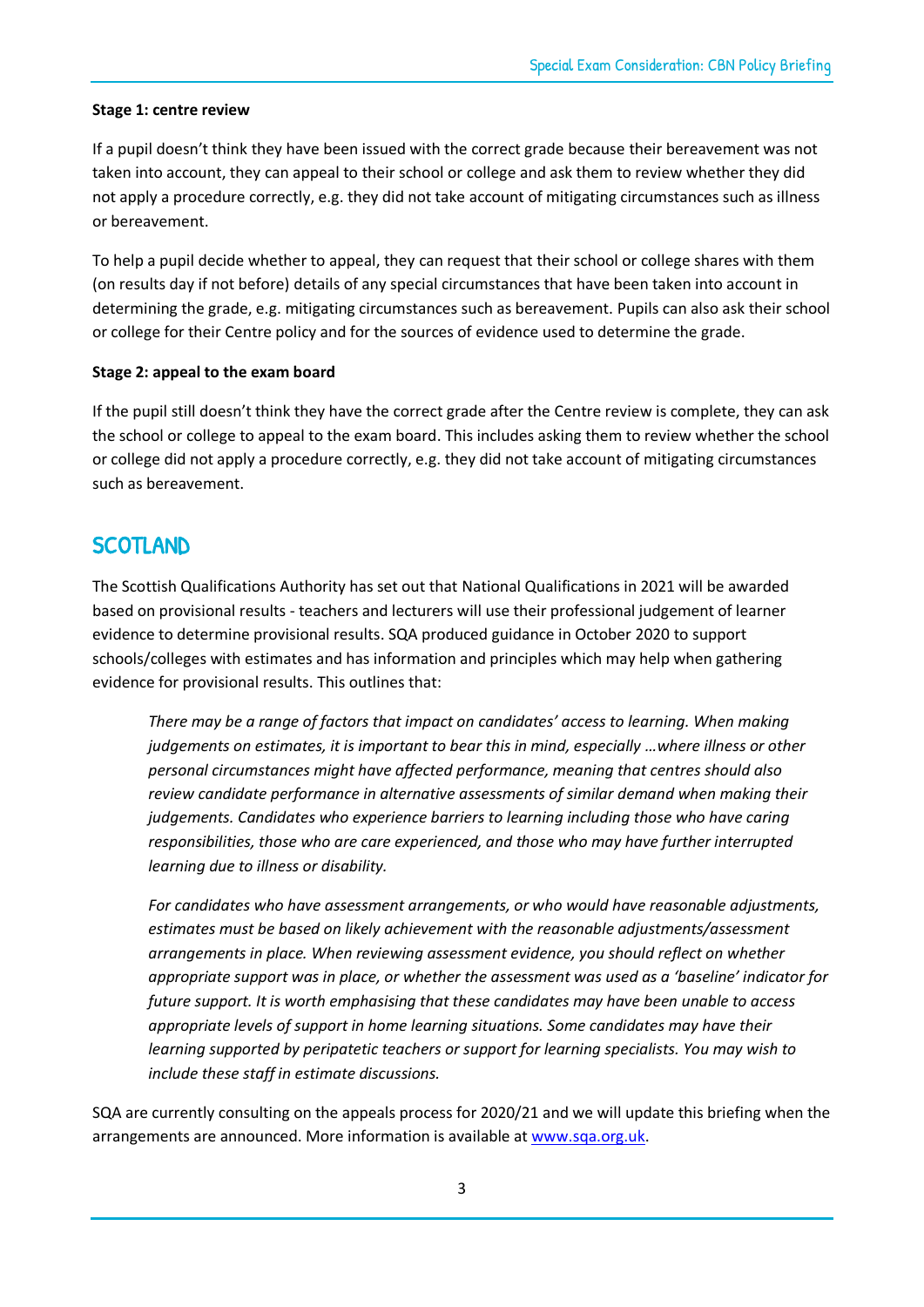**Stage 1: centre review**

If a pupil doesn't think they have been issued with the correct grade because their bereavement was not taken into account, they can appeal to their school or college and ask them to review whether they did not apply a procedure correctly, e.g. they did not take account of mitigating circumstances such as illness or bereavement.

To help a pupil decide whether to appeal, they can request that their school or college shares with them (on results day if not before) details of any special circumstances that have been taken into account in determining the grade, e.g. mitigating circumstances such as bereavement. Pupils can also ask their school or college for their Centre policy and for the sources of evidence used to determine the grade.

**Stage 2: appeal to the exam board**

If the pupil still doesn't think they have the correct grade after the Centre review is complete, they can ask the school or college to appeal to the exam board. This includes asking them to review whether the school or college did not apply a procedure correctly, e.g. they did not take account of mitigating circumstances such as bereavement.

## SCOTLAND

The Scottish Qualifications Authority has set out that National Qualifications in 2021 will be awarded based on provisional results - teachers and lecturers will use their professional judgement of learner evidence to determine provisional results. SQA produced guidance in October 2020 to support schools/colleges with estimates and has information and principles which may help when gathering evidence for provisional results. This outlines that:

> *There may be a range of factors that impact on candidates' access to learning. When making judgements on estimates, it is important to bear this in mind, especially …where illness or other personal circumstances might have affected performance, meaning that centres should also review candidate performance in alternative assessments of similar demand when making their judgements. Candidates who experience barriers to learning including those who have caring responsibilities, those who are care experienced, and those who may have further interrupted learning due to illness or disability.*
>
> *For candidates who have assessment arrangements, or who would have reasonable adjustments, estimates must be based on likely achievement with the reasonable adjustments/assessment arrangements in place. When reviewing assessment evidence, you should reflect on whether appropriate support was in place, or whether the assessment was used as a 'baseline' indicator for future support. It is worth emphasising that these candidates may have been unable to access appropriate levels of support in home learning situations. Some candidates may have their learning supported by peripatetic teachers or support for learning specialists. You may wish to include these staff in estimate discussions.*

SQA are currently consulting on the appeals process for 2020/21 and we will update this briefing when the arrangements are announced. More information is available at [www.sqa.org.uk](http://www.sqa.org.uk).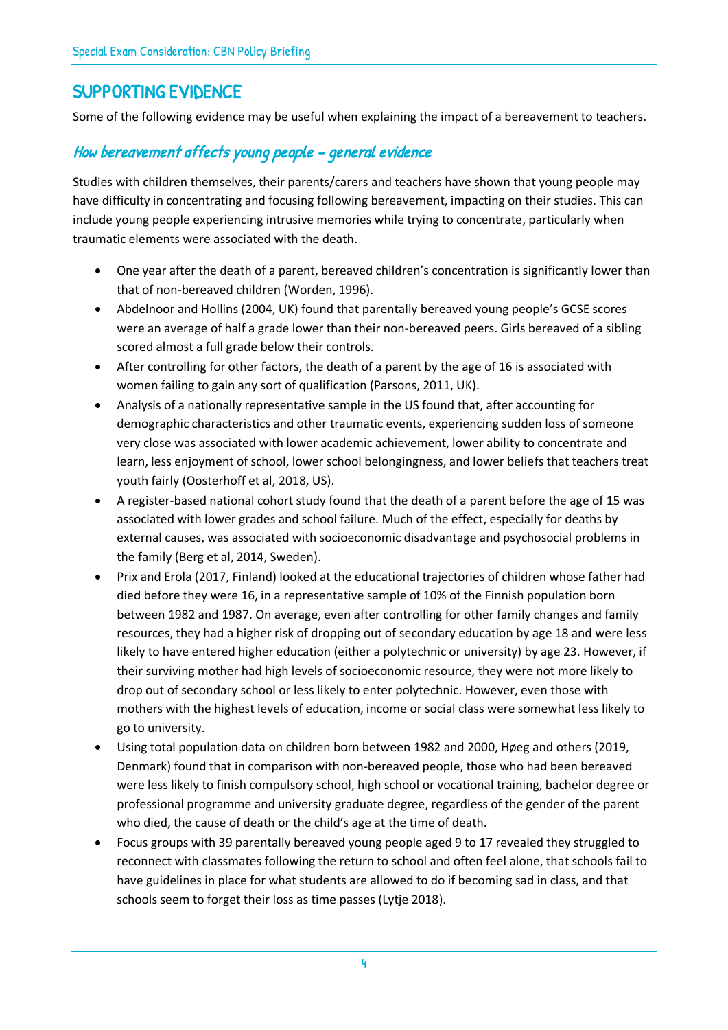## SUPPORTING EVIDENCE

Some of the following evidence may be useful when explaining the impact of a bereavement to teachers.

### *How bereavement affects young people – general evidence*

Studies with children themselves, their parents/carers and teachers have shown that young people may have difficulty in concentrating and focusing following bereavement, impacting on their studies. This can include young people experiencing intrusive memories while trying to concentrate, particularly when traumatic elements were associated with the death.

- One year after the death of a parent, bereaved children's concentration is significantly lower than that of non-bereaved children (Worden, 1996).
- Abdelnoor and Hollins (2004, UK) found that parentally bereaved young people's GCSE scores were an average of half a grade lower than their non-bereaved peers. Girls bereaved of a sibling scored almost a full grade below their controls.
- After controlling for other factors, the death of a parent by the age of 16 is associated with women failing to gain any sort of qualification (Parsons, 2011, UK).
- Analysis of a nationally representative sample in the US found that, after accounting for demographic characteristics and other traumatic events, experiencing sudden loss of someone very close was associated with lower academic achievement, lower ability to concentrate and learn, less enjoyment of school, lower school belongingness, and lower beliefs that teachers treat youth fairly (Oosterhoff et al, 2018, US).
- A register-based national cohort study found that the death of a parent before the age of 15 was associated with lower grades and school failure. Much of the effect, especially for deaths by external causes, was associated with socioeconomic disadvantage and psychosocial problems in the family (Berg et al, 2014, Sweden).
- Prix and Erola (2017, Finland) looked at the educational trajectories of children whose father had died before they were 16, in a representative sample of 10% of the Finnish population born between 1982 and 1987. On average, even after controlling for other family changes and family resources, they had a higher risk of dropping out of secondary education by age 18 and were less likely to have entered higher education (either a polytechnic or university) by age 23. However, if their surviving mother had high levels of socioeconomic resource, they were not more likely to drop out of secondary school or less likely to enter polytechnic. However, even those with mothers with the highest levels of education, income or social class were somewhat less likely to go to university.
- Using total population data on children born between 1982 and 2000, Høeg and others (2019, Denmark) found that in comparison with non-bereaved people, those who had been bereaved were less likely to finish compulsory school, high school or vocational training, bachelor degree or professional programme and university graduate degree, regardless of the gender of the parent who died, the cause of death or the child's age at the time of death.
- Focus groups with 39 parentally bereaved young people aged 9 to 17 revealed they struggled to reconnect with classmates following the return to school and often feel alone, that schools fail to have guidelines in place for what students are allowed to do if becoming sad in class, and that schools seem to forget their loss as time passes (Lytje 2018).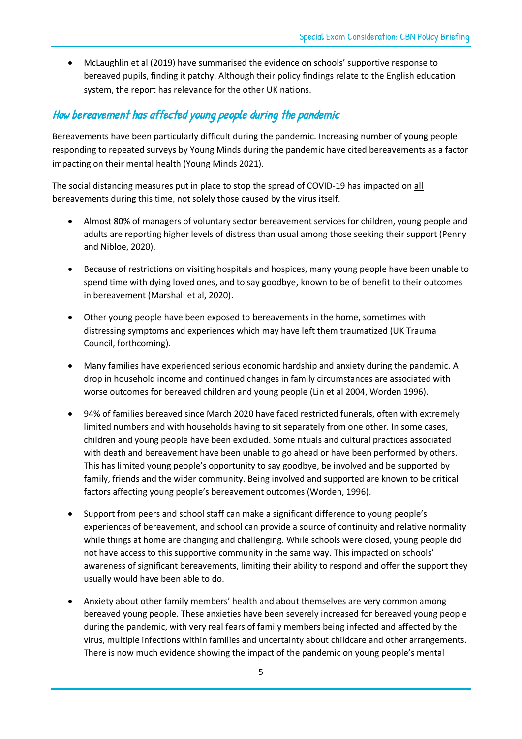- McLaughlin et al (2019) have summarised the evidence on schools' supportive response to bereaved pupils, finding it patchy. Although their policy findings relate to the English education system, the report has relevance for the other UK nations.

## How bereavement has affected young people during the pandemic

Bereavements have been particularly difficult during the pandemic. Increasing number of young people responding to repeated surveys by Young Minds during the pandemic have cited bereavements as a factor impacting on their mental health (Young Minds 2021).

The social distancing measures put in place to stop the spread of COVID-19 has impacted on <u>all</u> bereavements during this time, not solely those caused by the virus itself.

- Almost 80% of managers of voluntary sector bereavement services for children, young people and adults are reporting higher levels of distress than usual among those seeking their support (Penny and Nibloe, 2020).

- Because of restrictions on visiting hospitals and hospices, many young people have been unable to spend time with dying loved ones, and to say goodbye, known to be of benefit to their outcomes in bereavement (Marshall et al, 2020).

- Other young people have been exposed to bereavements in the home, sometimes with distressing symptoms and experiences which may have left them traumatized (UK Trauma Council, forthcoming).

- Many families have experienced serious economic hardship and anxiety during the pandemic. A drop in household income and continued changes in family circumstances are associated with worse outcomes for bereaved children and young people (Lin et al 2004, Worden 1996).

- 94% of families bereaved since March 2020 have faced restricted funerals, often with extremely limited numbers and with households having to sit separately from one other. In some cases, children and young people have been excluded. Some rituals and cultural practices associated with death and bereavement have been unable to go ahead or have been performed by others. This has limited young people's opportunity to say goodbye, be involved and be supported by family, friends and the wider community. Being involved and supported are known to be critical factors affecting young people's bereavement outcomes (Worden, 1996).

- Support from peers and school staff can make a significant difference to young people's experiences of bereavement, and school can provide a source of continuity and relative normality while things at home are changing and challenging. While schools were closed, young people did not have access to this supportive community in the same way. This impacted on schools' awareness of significant bereavements, limiting their ability to respond and offer the support they usually would have been able to do.

- Anxiety about other family members' health and about themselves are very common among bereaved young people. These anxieties have been severely increased for bereaved young people during the pandemic, with very real fears of family members being infected and affected by the virus, multiple infections within families and uncertainty about childcare and other arrangements. There is now much evidence showing the impact of the pandemic on young people's mental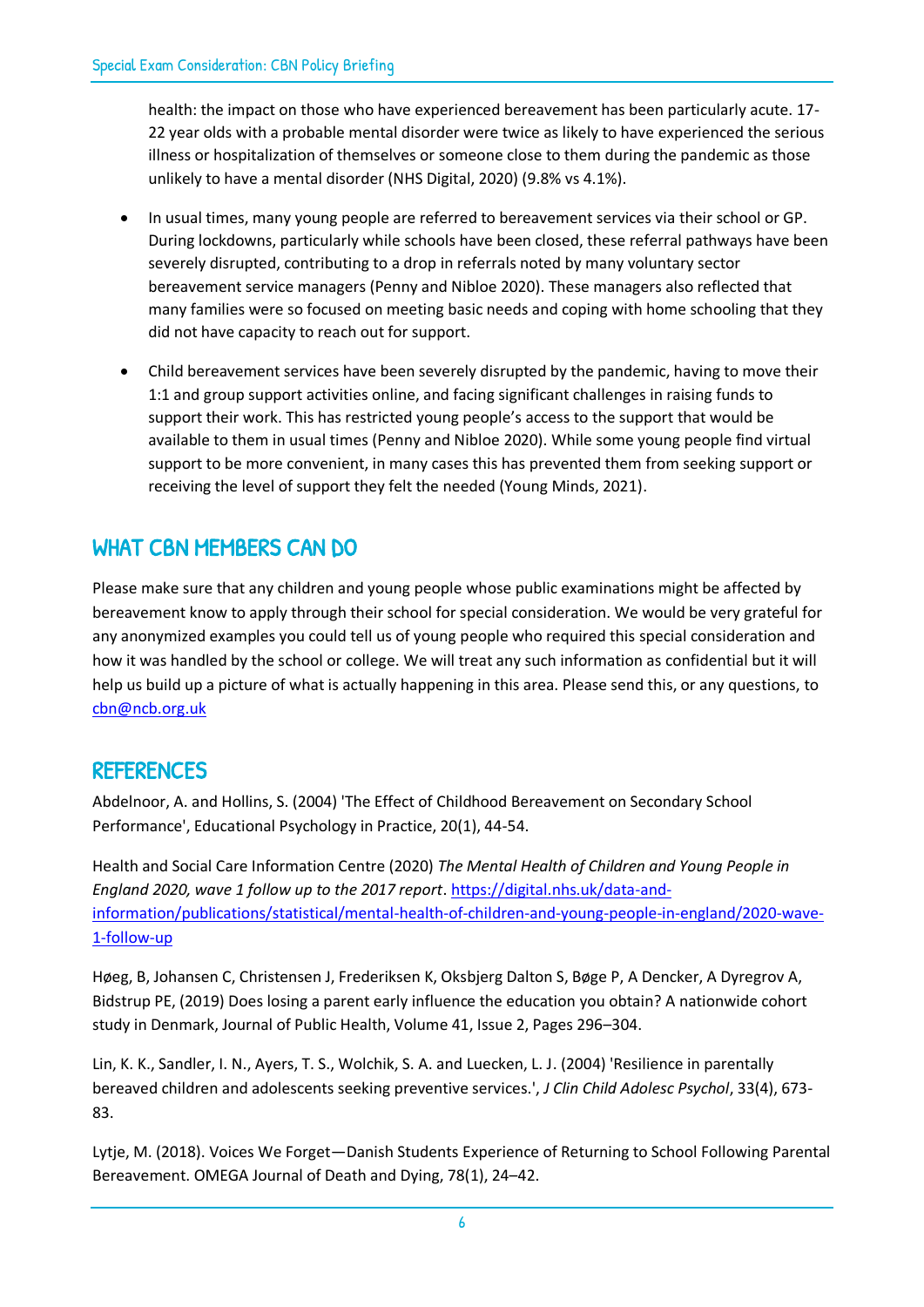health: the impact on those who have experienced bereavement has been particularly acute. 17-22 year olds with a probable mental disorder were twice as likely to have experienced the serious illness or hospitalization of themselves or someone close to them during the pandemic as those unlikely to have a mental disorder (NHS Digital, 2020) (9.8% vs 4.1%).

- In usual times, many young people are referred to bereavement services via their school or GP. During lockdowns, particularly while schools have been closed, these referral pathways have been severely disrupted, contributing to a drop in referrals noted by many voluntary sector bereavement service managers (Penny and Nibloe 2020). These managers also reflected that many families were so focused on meeting basic needs and coping with home schooling that they did not have capacity to reach out for support.
- Child bereavement services have been severely disrupted by the pandemic, having to move their 1:1 and group support activities online, and facing significant challenges in raising funds to support their work. This has restricted young people's access to the support that would be available to them in usual times (Penny and Nibloe 2020). While some young people find virtual support to be more convenient, in many cases this has prevented them from seeking support or receiving the level of support they felt the needed (Young Minds, 2021).

## WHAT CBN MEMBERS CAN DO

Please make sure that any children and young people whose public examinations might be affected by bereavement know to apply through their school for special consideration. We would be very grateful for any anonymized examples you could tell us of young people who required this special consideration and how it was handled by the school or college. We will treat any such information as confidential but it will help us build up a picture of what is actually happening in this area. Please send this, or any questions, to cbn@ncb.org.uk

## REFERENCES

Abdelnoor, A. and Hollins, S. (2004) 'The Effect of Childhood Bereavement on Secondary School Performance', Educational Psychology in Practice, 20(1), 44-54.

Health and Social Care Information Centre (2020) *The Mental Health of Children and Young People in England 2020, wave 1 follow up to the 2017 report*. https://digital.nhs.uk/data-and-information/publications/statistical/mental-health-of-children-and-young-people-in-england/2020-wave-1-follow-up

Høeg, B, Johansen C, Christensen J, Frederiksen K, Oksbjerg Dalton S, Bøge P, A Dencker, A Dyregrov A, Bidstrup PE, (2019) Does losing a parent early influence the education you obtain? A nationwide cohort study in Denmark, Journal of Public Health, Volume 41, Issue 2, Pages 296–304.

Lin, K. K., Sandler, I. N., Ayers, T. S., Wolchik, S. A. and Luecken, L. J. (2004) 'Resilience in parentally bereaved children and adolescents seeking preventive services.', *J Clin Child Adolesc Psychol*, 33(4), 673-83.

Lytje, M. (2018). Voices We Forget—Danish Students Experience of Returning to School Following Parental Bereavement. OMEGA Journal of Death and Dying, 78(1), 24–42.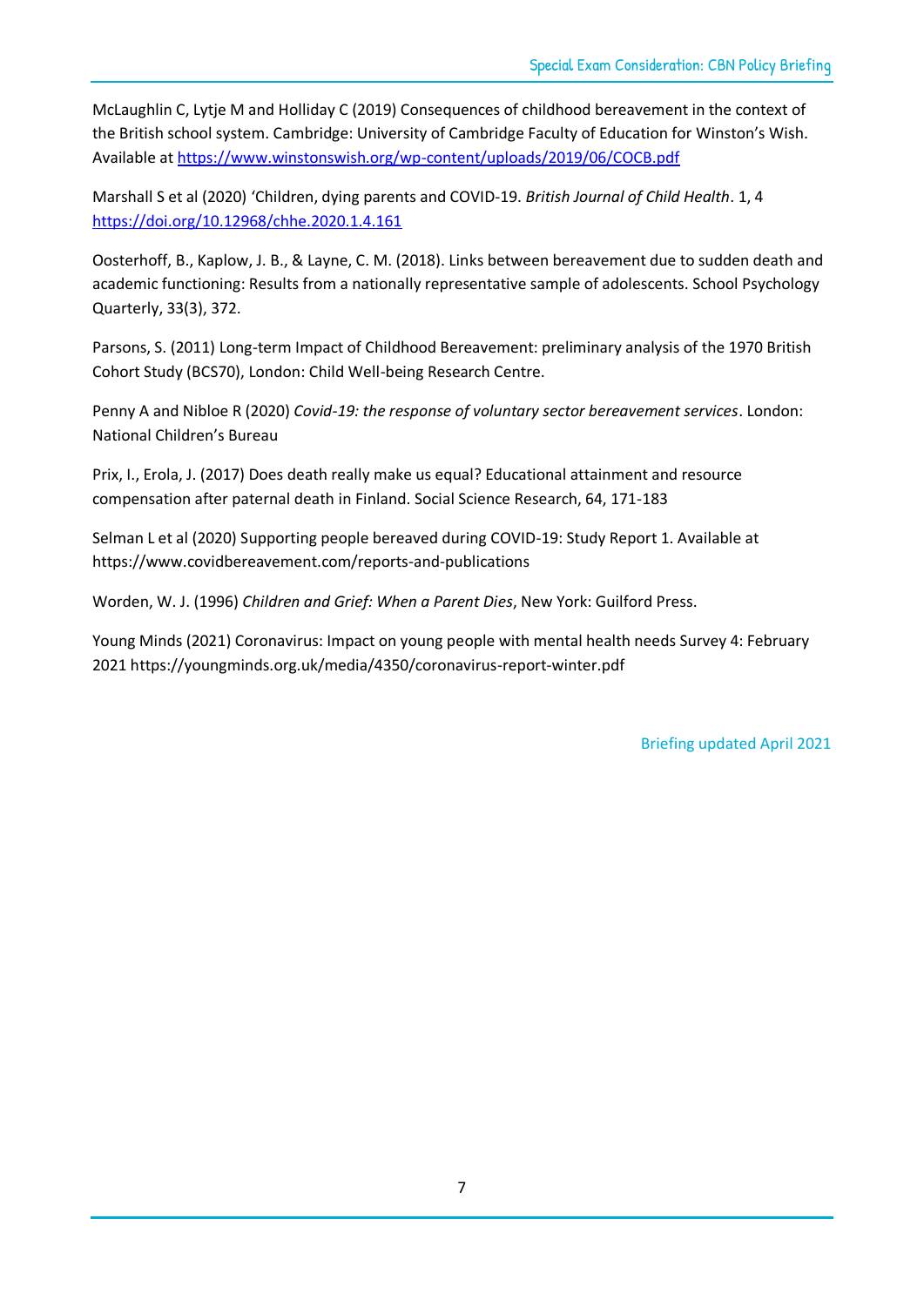McLaughlin C, Lytje M and Holliday C (2019) Consequences of childhood bereavement in the context of the British school system. Cambridge: University of Cambridge Faculty of Education for Winston's Wish. Available at [https://www.winstonswish.org/wp-content/uploads/2019/06/COCB.pdf](https://www.winstonswish.org/wp-content/uploads/2019/06/COCB.pdf)

Marshall S et al (2020) 'Children, dying parents and COVID-19. *British Journal of Child Health*. 1, 4 [https://doi.org/10.12968/chhe.2020.1.4.161](https://doi.org/10.12968/chhe.2020.1.4.161)

Oosterhoff, B., Kaplow, J. B., & Layne, C. M. (2018). Links between bereavement due to sudden death and academic functioning: Results from a nationally representative sample of adolescents. School Psychology Quarterly, 33(3), 372.

Parsons, S. (2011) Long-term Impact of Childhood Bereavement: preliminary analysis of the 1970 British Cohort Study (BCS70), London: Child Well-being Research Centre.

Penny A and Nibloe R (2020) *Covid-19: the response of voluntary sector bereavement services*. London: National Children's Bureau

Prix, I., Erola, J. (2017) Does death really make us equal? Educational attainment and resource compensation after paternal death in Finland. Social Science Research, 64, 171-183

Selman L et al (2020) Supporting people bereaved during COVID-19: Study Report 1. Available at https://www.covidbereavement.com/reports-and-publications

Worden, W. J. (1996) *Children and Grief: When a Parent Dies*, New York: Guilford Press.

Young Minds (2021) Coronavirus: Impact on young people with mental health needs Survey 4: February 2021 https://youngminds.org.uk/media/4350/coronavirus-report-winter.pdf

Briefing updated April 2021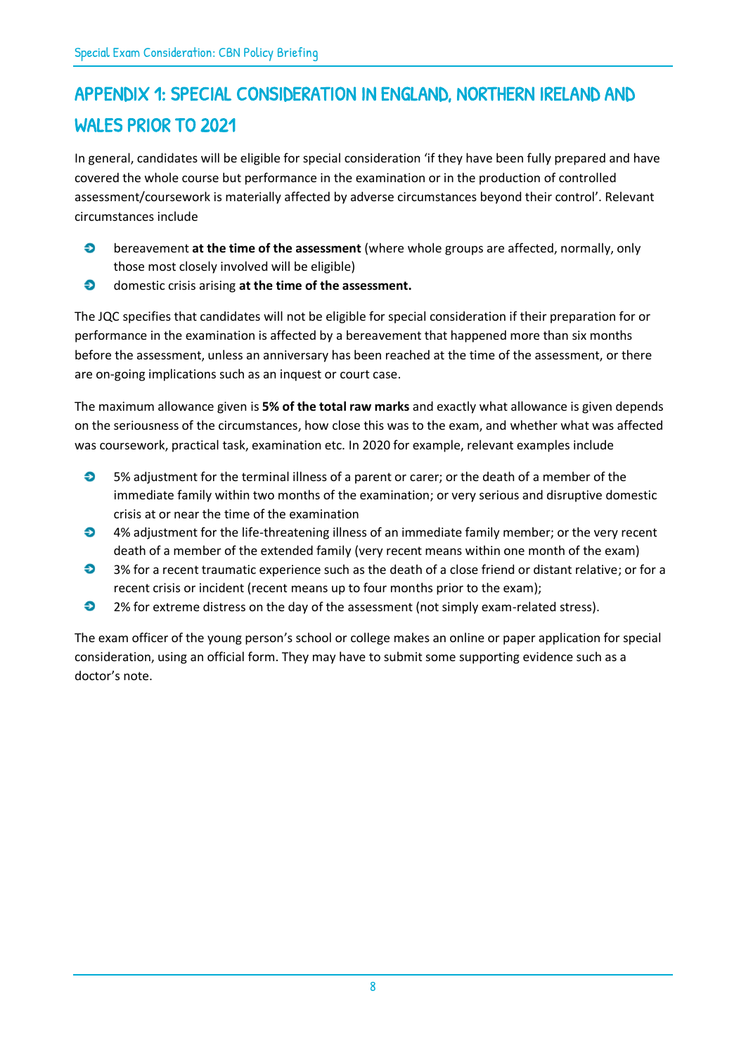# APPENDIX 1: SPECIAL CONSIDERATION IN ENGLAND, NORTHERN IRELAND AND WALES PRIOR TO 2021

In general, candidates will be eligible for special consideration 'if they have been fully prepared and have covered the whole course but performance in the examination or in the production of controlled assessment/coursework is materially affected by adverse circumstances beyond their control'. Relevant circumstances include

- bereavement **at the time of the assessment** (where whole groups are affected, normally, only those most closely involved will be eligible)
- domestic crisis arising **at the time of the assessment.**

The JQC specifies that candidates will not be eligible for special consideration if their preparation for or performance in the examination is affected by a bereavement that happened more than six months before the assessment, unless an anniversary has been reached at the time of the assessment, or there are on-going implications such as an inquest or court case.

The maximum allowance given is **5% of the total raw marks** and exactly what allowance is given depends on the seriousness of the circumstances, how close this was to the exam, and whether what was affected was coursework, practical task, examination etc. In 2020 for example, relevant examples include

- 5% adjustment for the terminal illness of a parent or carer; or the death of a member of the immediate family within two months of the examination; or very serious and disruptive domestic crisis at or near the time of the examination
- 4% adjustment for the life-threatening illness of an immediate family member; or the very recent death of a member of the extended family (very recent means within one month of the exam)
- 3% for a recent traumatic experience such as the death of a close friend or distant relative; or for a recent crisis or incident (recent means up to four months prior to the exam);
- 2% for extreme distress on the day of the assessment (not simply exam-related stress).

The exam officer of the young person's school or college makes an online or paper application for special consideration, using an official form. They may have to submit some supporting evidence such as a doctor's note.